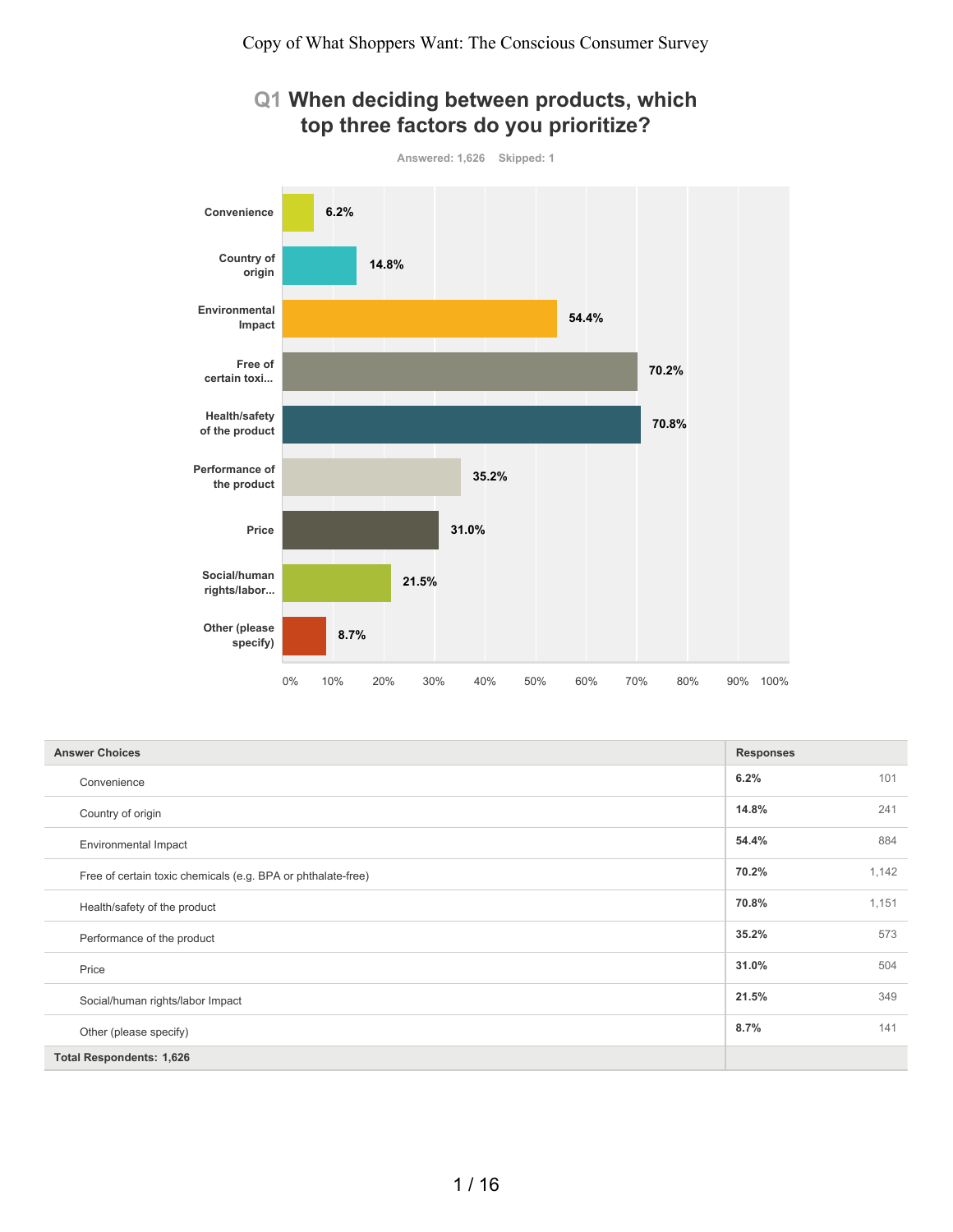# Copy of What Shoppers Want: The Conscious Consumer Survey

## Q1 When deciding between products, which top three factors do you prioritize?

Answered: 1,626 Skipped: 1

| Answer Choices | Responses | |
|---|---|---|
| Convenience | 6.2% | 101 |
| Country of origin | 14.8% | 241 |
| Environmental Impact | 54.4% | 884 |
| Free of certain toxic chemicals (e.g. BPA or phthalate-free) | 70.2% | 1,142 |
| Health/safety of the product | 70.8% | 1,151 |
| Performance of the product | 35.2% | 573 |
| Price | 31.0% | 504 |
| Social/human rights/labor Impact | 21.5% | 349 |
| Other (please specify) | 8.7% | 141 |
| **Total Respondents: 1,626** | | |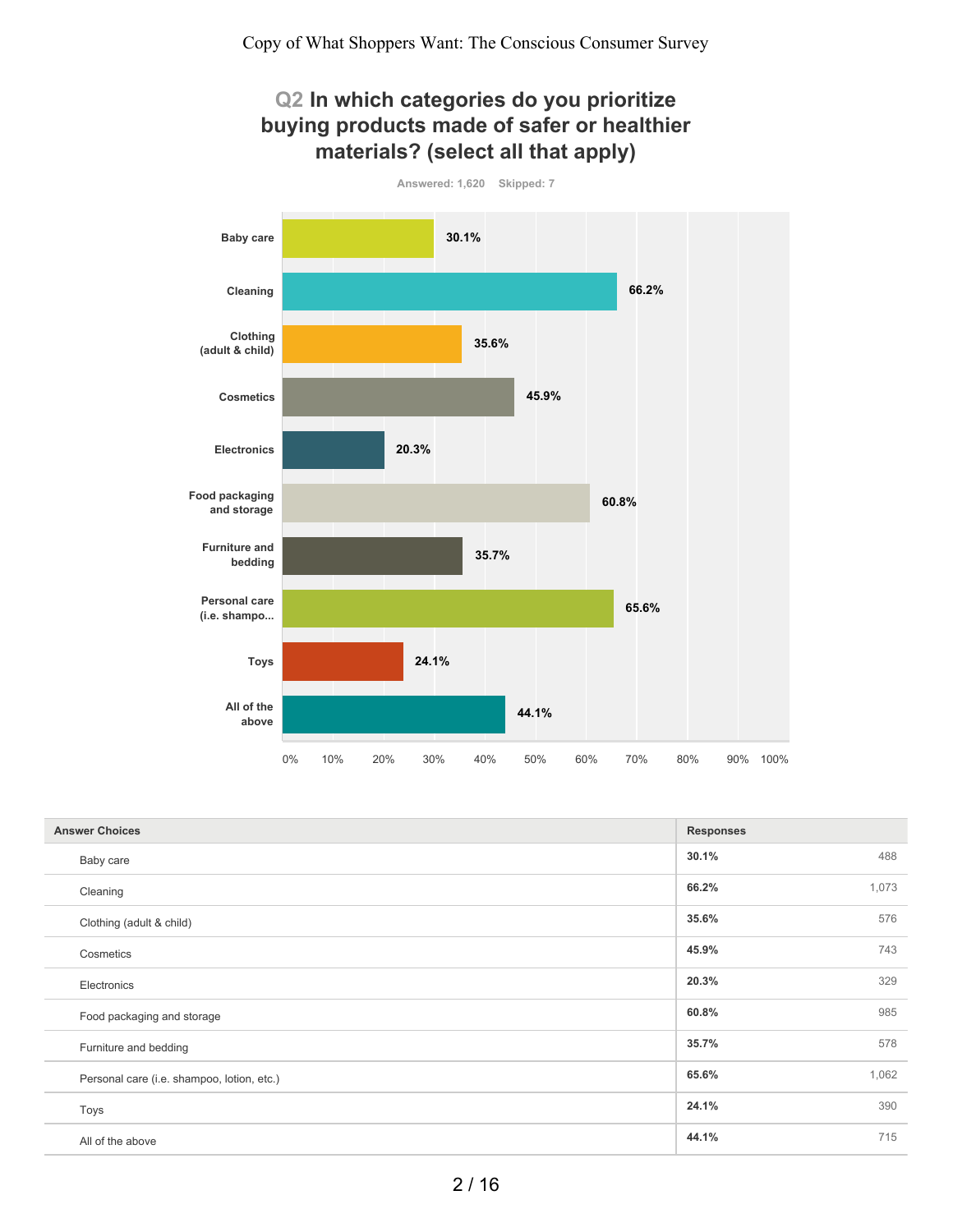## Q2 In which categories do you prioritize buying products made of safer or healthier materials? (select all that apply)

Answered: 1,620 Skipped: 7

| Answer Choices | Responses | |
|---|---|---|
| Baby care | 30.1% | 488 |
| Cleaning | 66.2% | 1,073 |
| Clothing (adult & child) | 35.6% | 576 |
| Cosmetics | 45.9% | 743 |
| Electronics | 20.3% | 329 |
| Food packaging and storage | 60.8% | 985 |
| Furniture and bedding | 35.7% | 578 |
| Personal care (i.e. shampoo, lotion, etc.) | 65.6% | 1,062 |
| Toys | 24.1% | 390 |
| All of the above | 44.1% | 715 |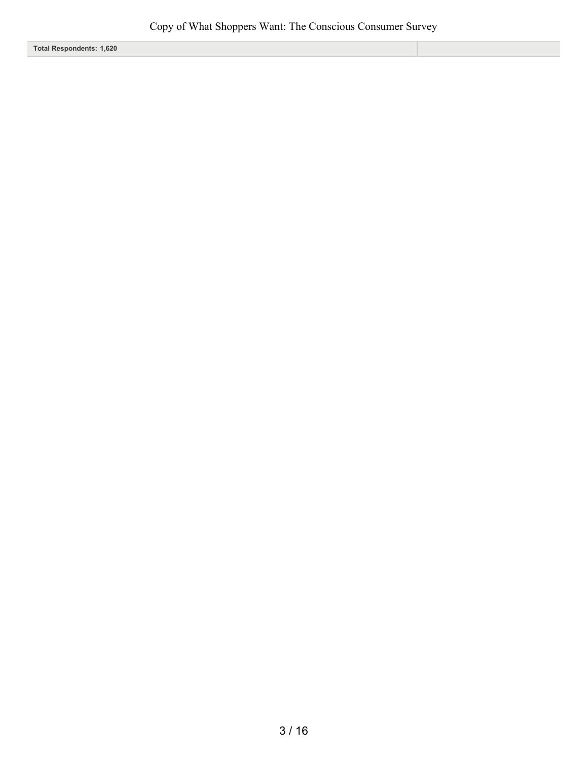| Total Respondents: 1,620 | |
| --- | --- |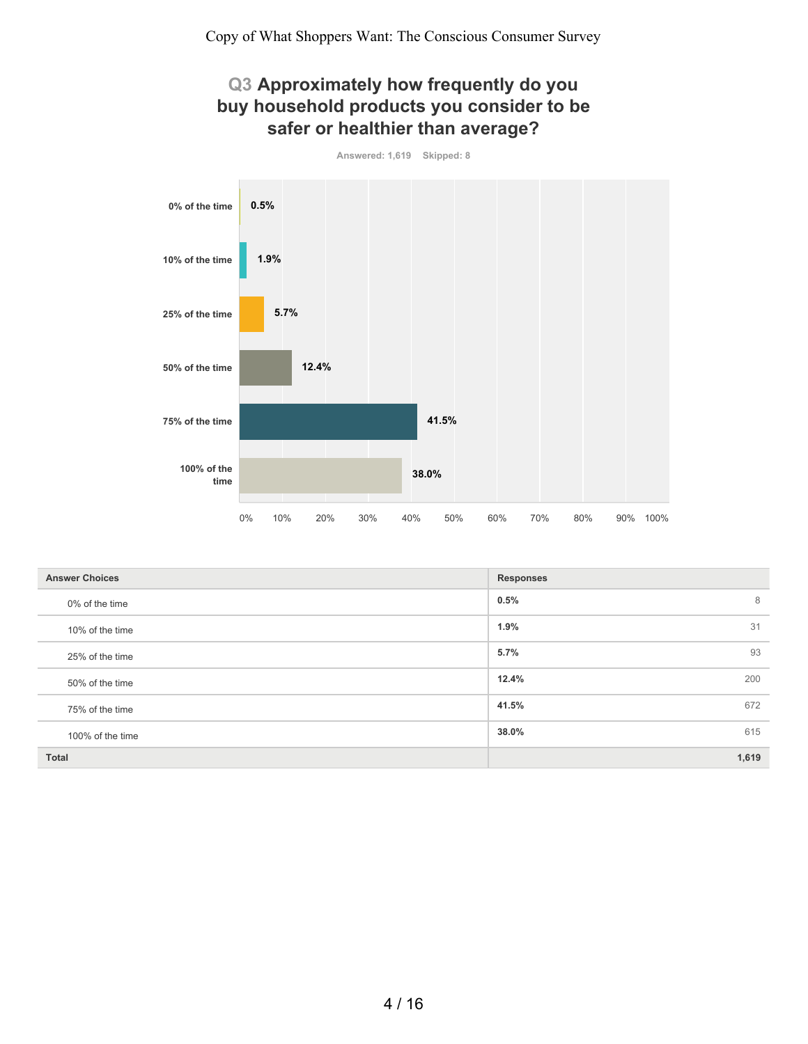# Q3 Approximately how frequently do you buy household products you consider to be safer or healthier than average?

Answered: 1,619 Skipped: 8

| Answer Choices | Responses | |
|---|---|---|
| 0% of the time | 0.5% | 8 |
| 10% of the time | 1.9% | 31 |
| 25% of the time | 5.7% | 93 |
| 50% of the time | 12.4% | 200 |
| 75% of the time | 41.5% | 672 |
| 100% of the time | 38.0% | 615 |
| **Total** | | **1,619** |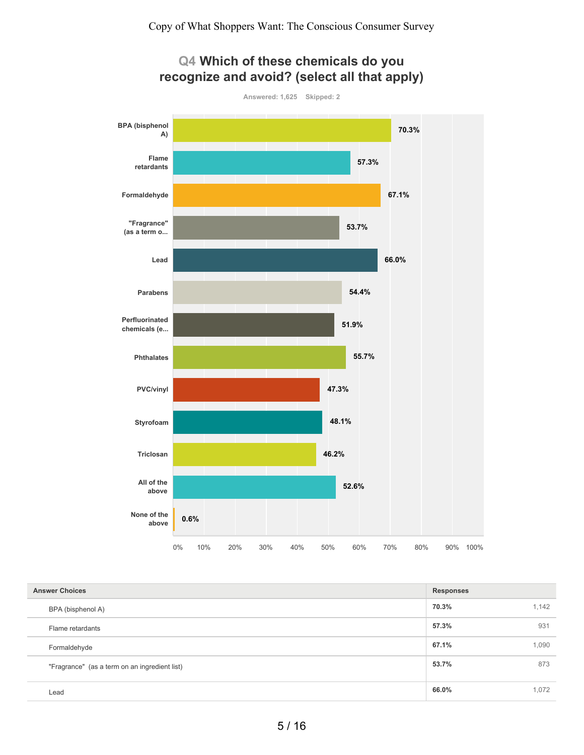# Q4 Which of these chemicals do you recognize and avoid? (select all that apply)

Answered: 1,625 Skipped: 2

| Answer Choices | Responses | |
|---|---|---|
| BPA (bisphenol A) | 70.3% | 1,142 |
| Flame retardants | 57.3% | 931 |
| Formaldehyde | 67.1% | 1,090 |
| "Fragrance" (as a term on an ingredient list) | 53.7% | 873 |
| Lead | 66.0% | 1,072 |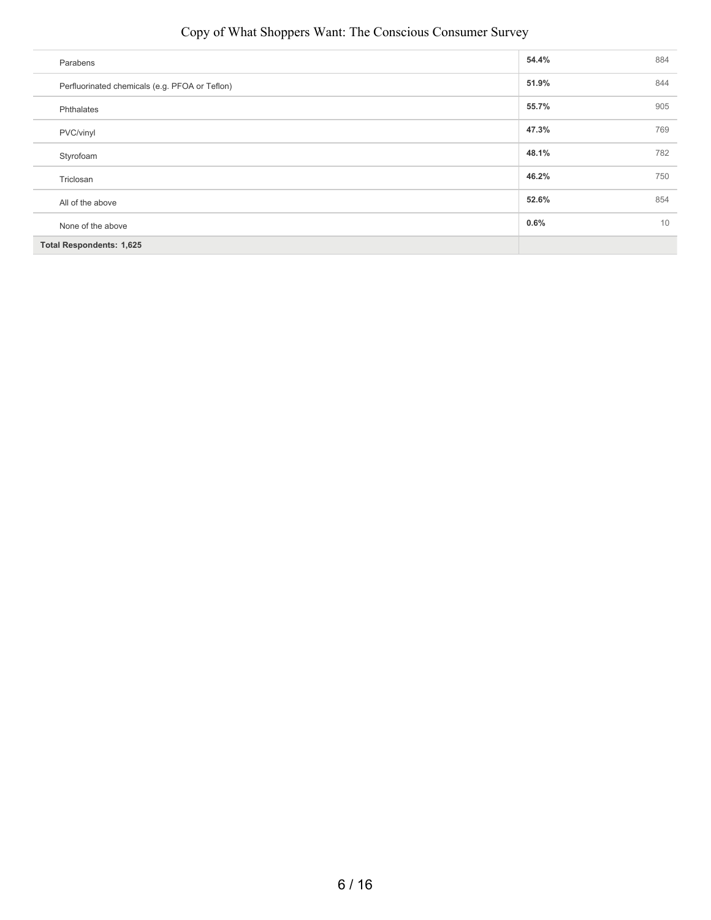| Answer Choices | Responses | |
|---|---|---|
| Parabens | **54.4%** | 884 |
| Perfluorinated chemicals (e.g. PFOA or Teflon) | **51.9%** | 844 |
| Phthalates | **55.7%** | 905 |
| PVC/vinyl | **47.3%** | 769 |
| Styrofoam | **48.1%** | 782 |
| Triclosan | **46.2%** | 750 |
| All of the above | **52.6%** | 854 |
| None of the above | **0.6%** | 10 |
| **Total Respondents: 1,625** | | |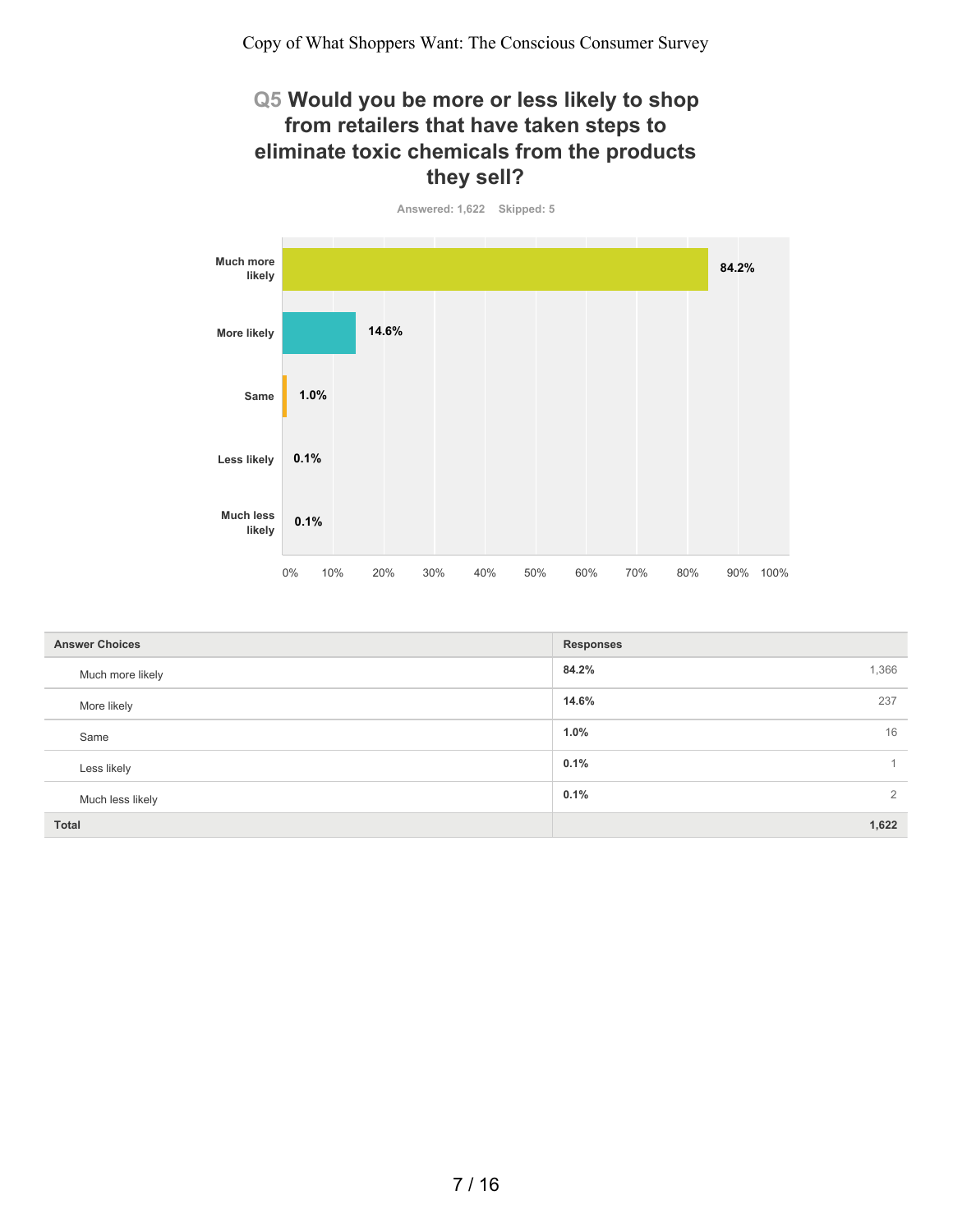## Q5 Would you be more or less likely to shop from retailers that have taken steps to eliminate toxic chemicals from the products they sell?

Answered: 1,622 Skipped: 5

| Answer Choices | Responses | |
|---|---|---|
| Much more likely | 84.2% | 1,366 |
| More likely | 14.6% | 237 |
| Same | 1.0% | 16 |
| Less likely | 0.1% | 1 |
| Much less likely | 0.1% | 2 |
| **Total** | | **1,622** |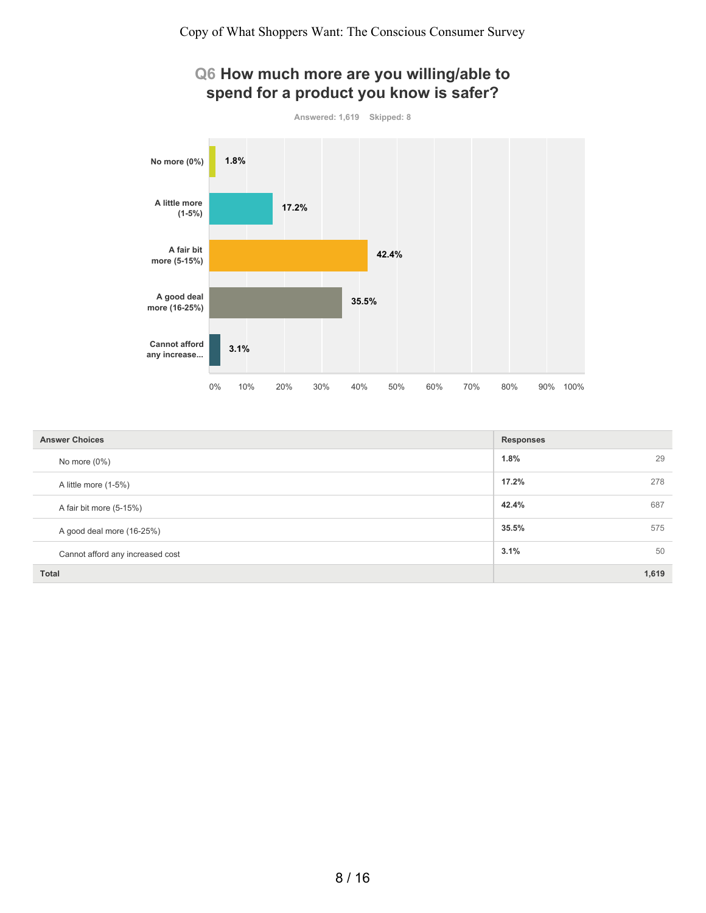## Q6 How much more are you willing/able to spend for a product you know is safer?

Answered: 1,619 Skipped: 8

| Answer Choices | Responses | |
|---|---|---|
| No more (0%) | 1.8% | 29 |
| A little more (1-5%) | 17.2% | 278 |
| A fair bit more (5-15%) | 42.4% | 687 |
| A good deal more (16-25%) | 35.5% | 575 |
| Cannot afford any increased cost | 3.1% | 50 |
| **Total** | | **1,619** |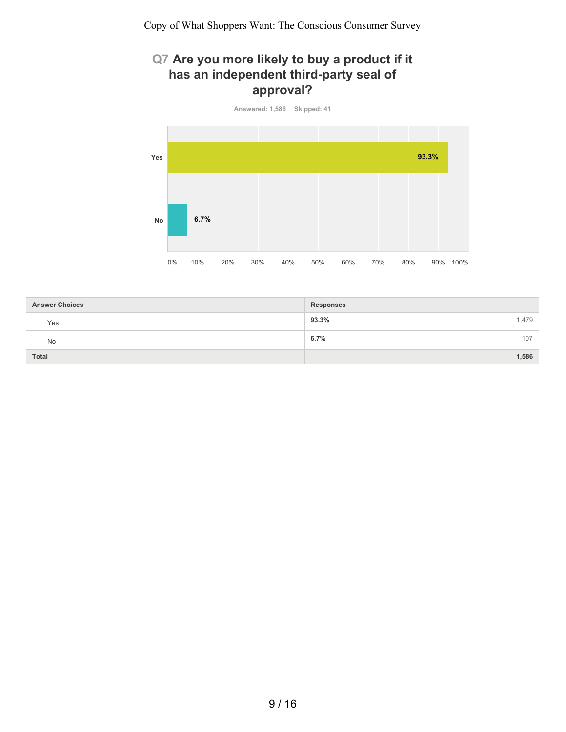# Q7 Are you more likely to buy a product if it has an independent third-party seal of approval?

Answered: 1,586 Skipped: 41

| Answer Choices | Responses | |
|---|---|---|
| Yes | 93.3% | 1,479 |
| No | 6.7% | 107 |
| Total | | 1,586 |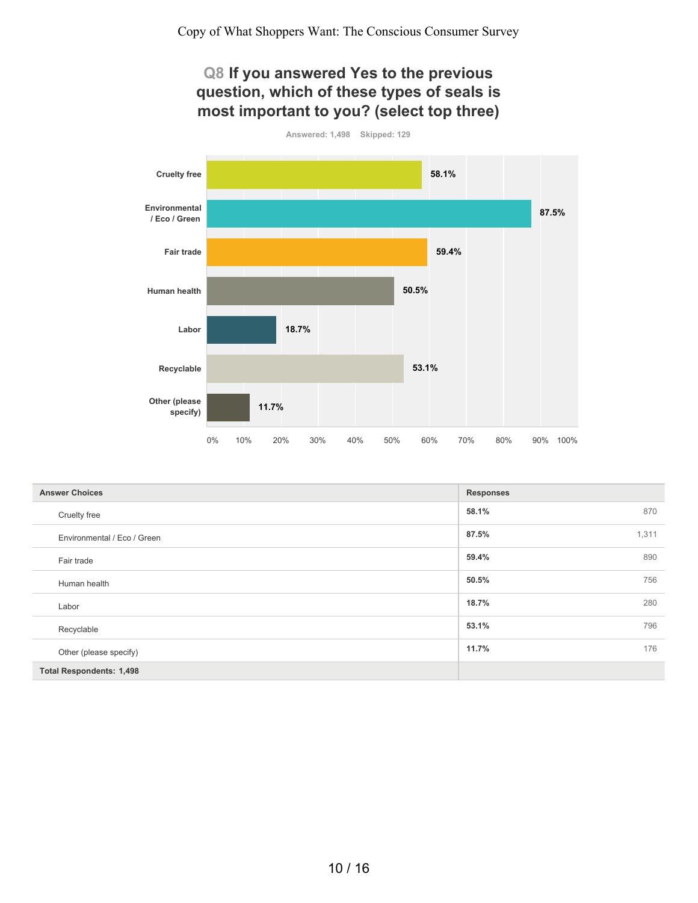## Q8 If you answered Yes to the previous question, which of these types of seals is most important to you? (select top three)

Answered: 1,498 Skipped: 129

| Answer Choices | Responses | |
|---|---|---|
| Cruelty free | 58.1% | 870 |
| Environmental / Eco / Green | 87.5% | 1,311 |
| Fair trade | 59.4% | 890 |
| Human health | 50.5% | 756 |
| Labor | 18.7% | 280 |
| Recyclable | 53.1% | 796 |
| Other (please specify) | 11.7% | 176 |
| **Total Respondents: 1,498** | | |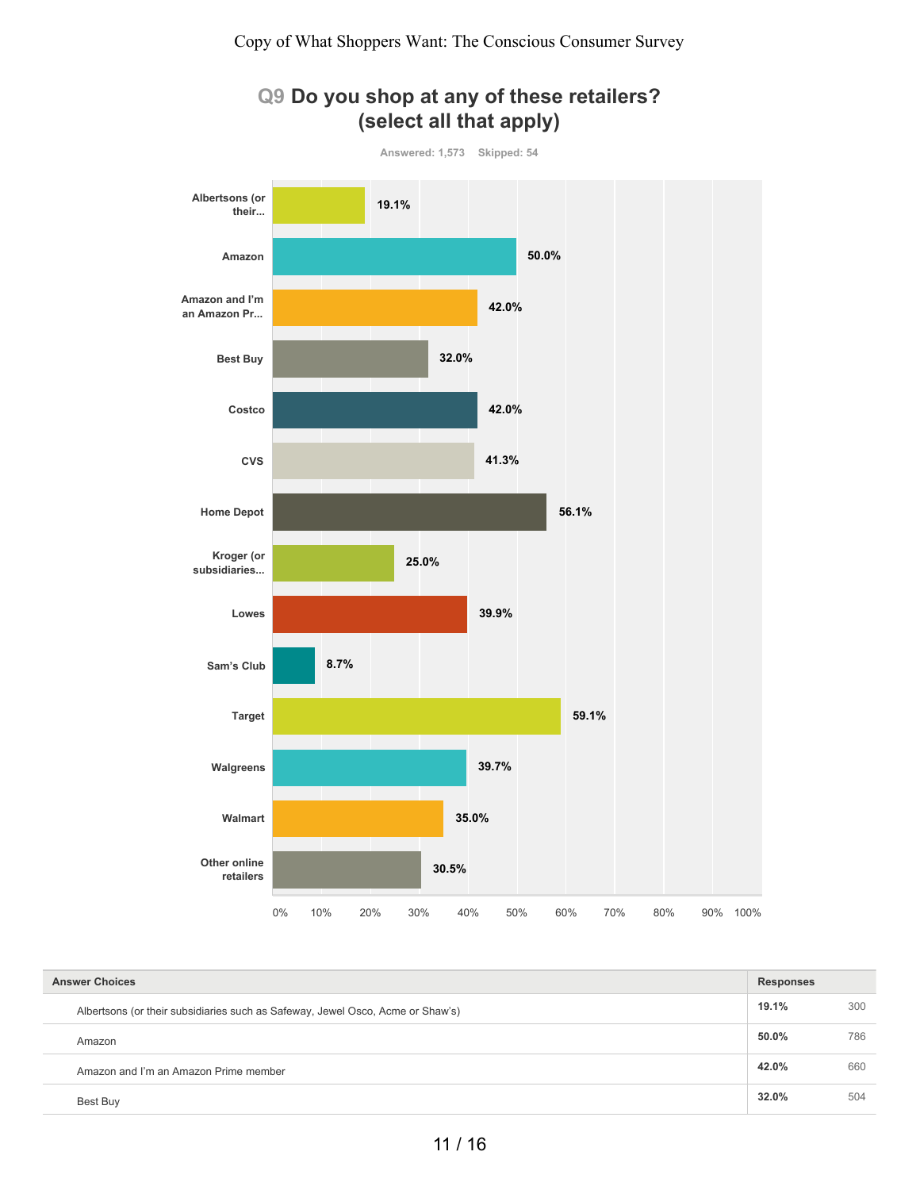## Q9 Do you shop at any of these retailers? (select all that apply)

Answered: 1,573 Skipped: 54

| Retailer | Percentage |
|---|---|
| Albertsons (or their... | 19.1% |
| Amazon | 50.0% |
| Amazon and I'm an Amazon Pr... | 42.0% |
| Best Buy | 32.0% |
| Costco | 42.0% |
| CVS | 41.3% |
| Home Depot | 56.1% |
| Kroger (or subsidiaries... | 25.0% |
| Lowes | 39.9% |
| Sam's Club | 8.7% |
| Target | 59.1% |
| Walgreens | 39.7% |
| Walmart | 35.0% |
| Other online retailers | 30.5% |

| Answer Choices | Responses | |
|---|---|---|
| Albertsons (or their subsidiaries such as Safeway, Jewel Osco, Acme or Shaw's) | 19.1% | 300 |
| Amazon | 50.0% | 786 |
| Amazon and I'm an Amazon Prime member | 42.0% | 660 |
| Best Buy | 32.0% | 504 |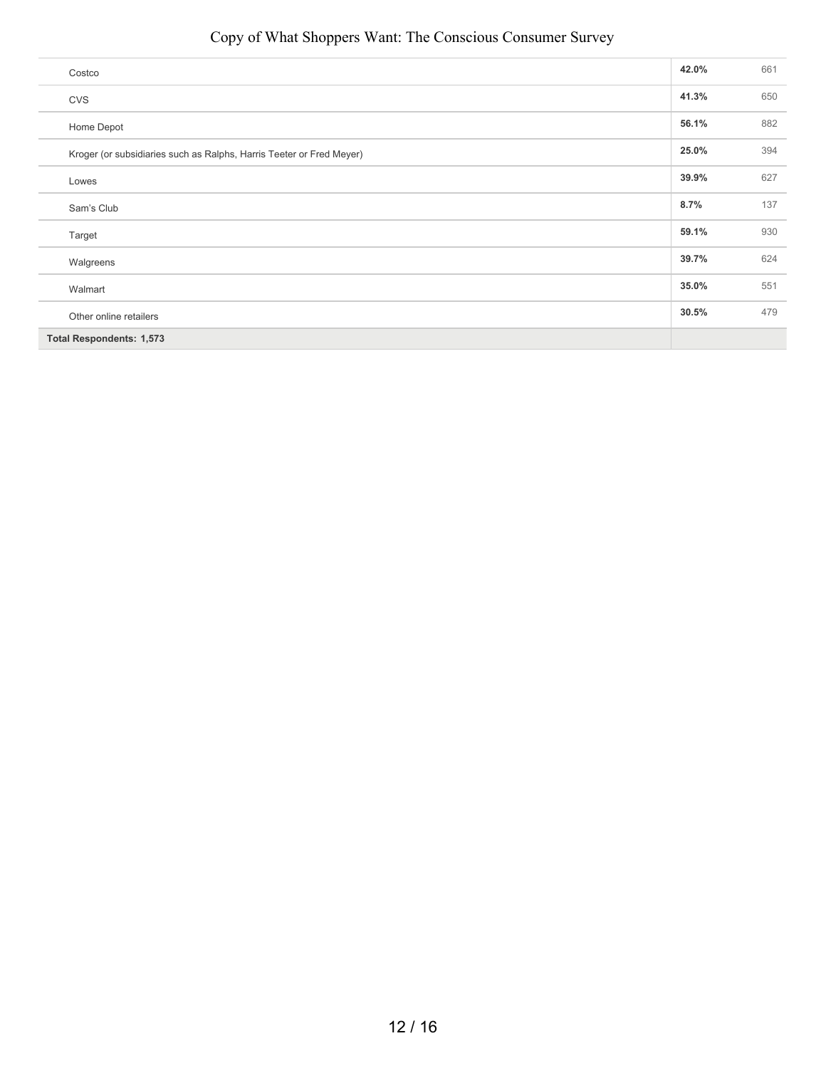| | | |
|---|---|---|
| Costco | **42.0%** | 661 |
| CVS | **41.3%** | 650 |
| Home Depot | **56.1%** | 882 |
| Kroger (or subsidiaries such as Ralphs, Harris Teeter or Fred Meyer) | **25.0%** | 394 |
| Lowes | **39.9%** | 627 |
| Sam's Club | **8.7%** | 137 |
| Target | **59.1%** | 930 |
| Walgreens | **39.7%** | 624 |
| Walmart | **35.0%** | 551 |
| Other online retailers | **30.5%** | 479 |
| **Total Respondents: 1,573** | | |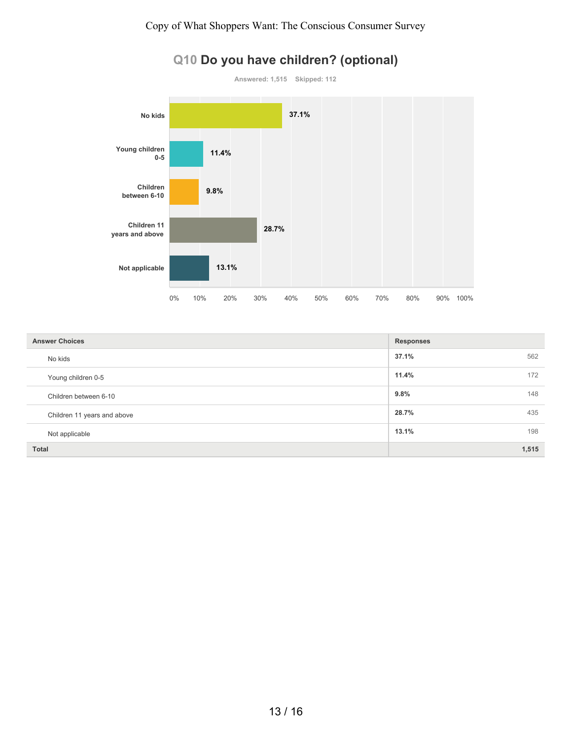# Q10 Do you have children? (optional)

Answered: 1,515 Skipped: 112

| Answer Choices | Responses | |
|---|---|---|
| No kids | 37.1% | 562 |
| Young children 0-5 | 11.4% | 172 |
| Children between 6-10 | 9.8% | 148 |
| Children 11 years and above | 28.7% | 435 |
| Not applicable | 13.1% | 198 |
| **Total** | | **1,515** |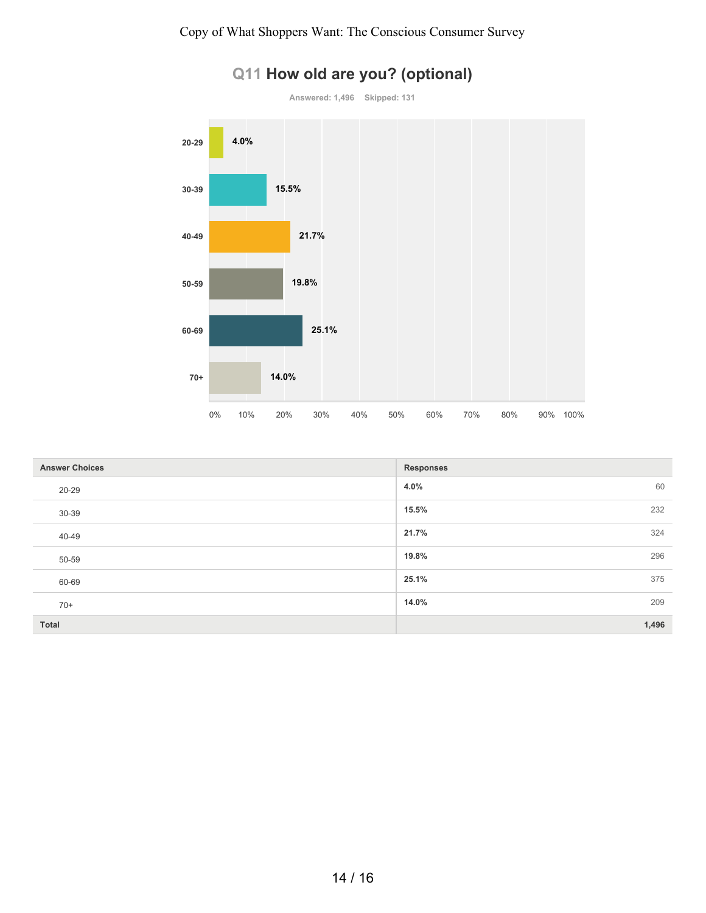## Q11 How old are you? (optional)

Answered: 1,496 Skipped: 131

| Answer Choices | Responses | |
|---|---|---|
| 20-29 | 4.0% | 60 |
| 30-39 | 15.5% | 232 |
| 40-49 | 21.7% | 324 |
| 50-59 | 19.8% | 296 |
| 60-69 | 25.1% | 375 |
| 70+ | 14.0% | 209 |
| **Total** | | **1,496** |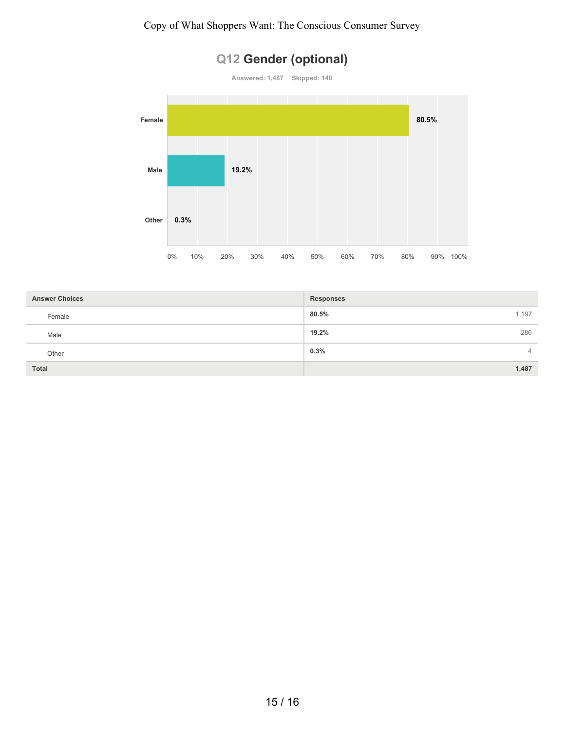## Q12 Gender (optional)

Answered: 1,487 Skipped: 140

| Answer Choices | Responses | |
|---|---|---|
| Female | 80.5% | 1,197 |
| Male | 19.2% | 286 |
| Other | 0.3% | 4 |
| **Total** | | **1,487** |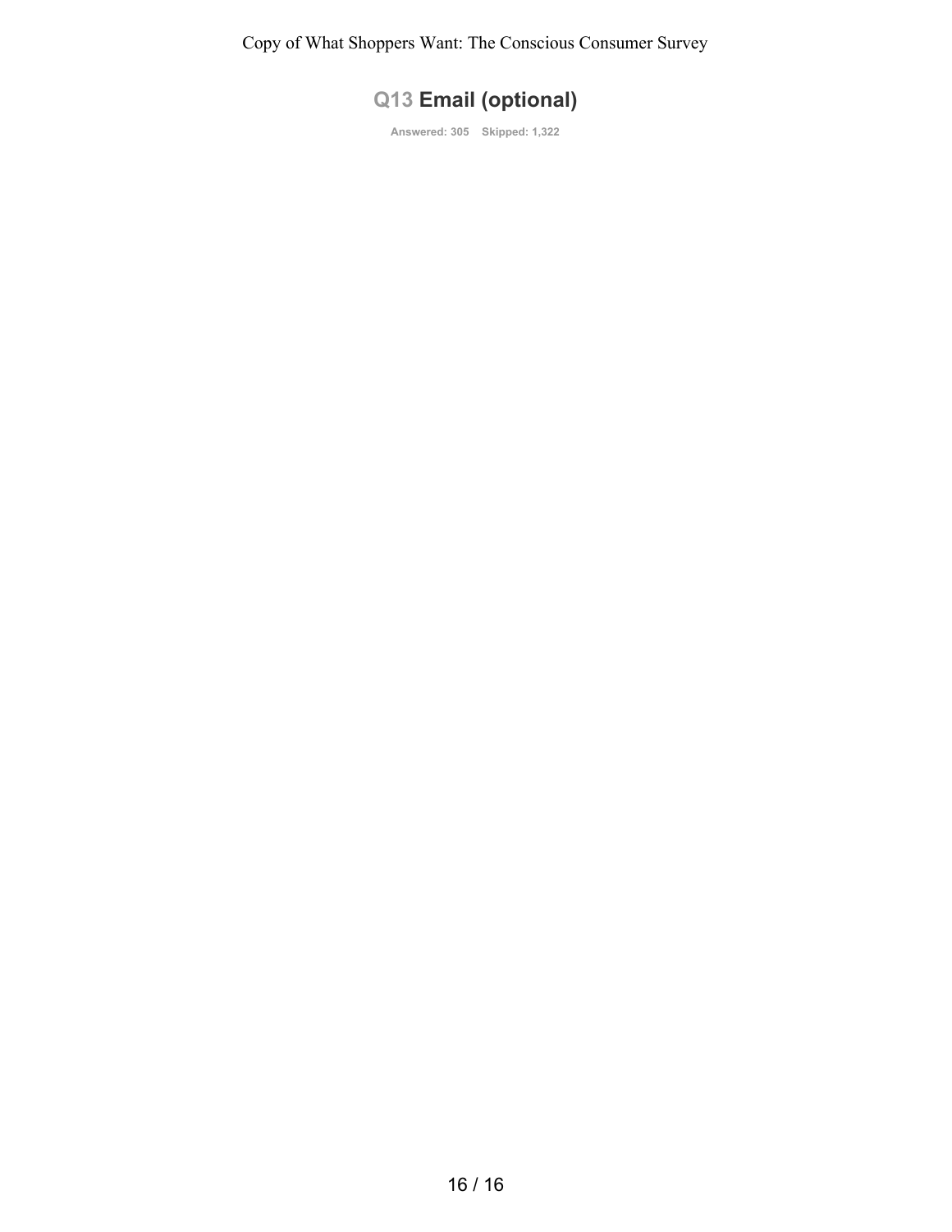## Q13 Email (optional)

Answered: 305 Skipped: 1,322